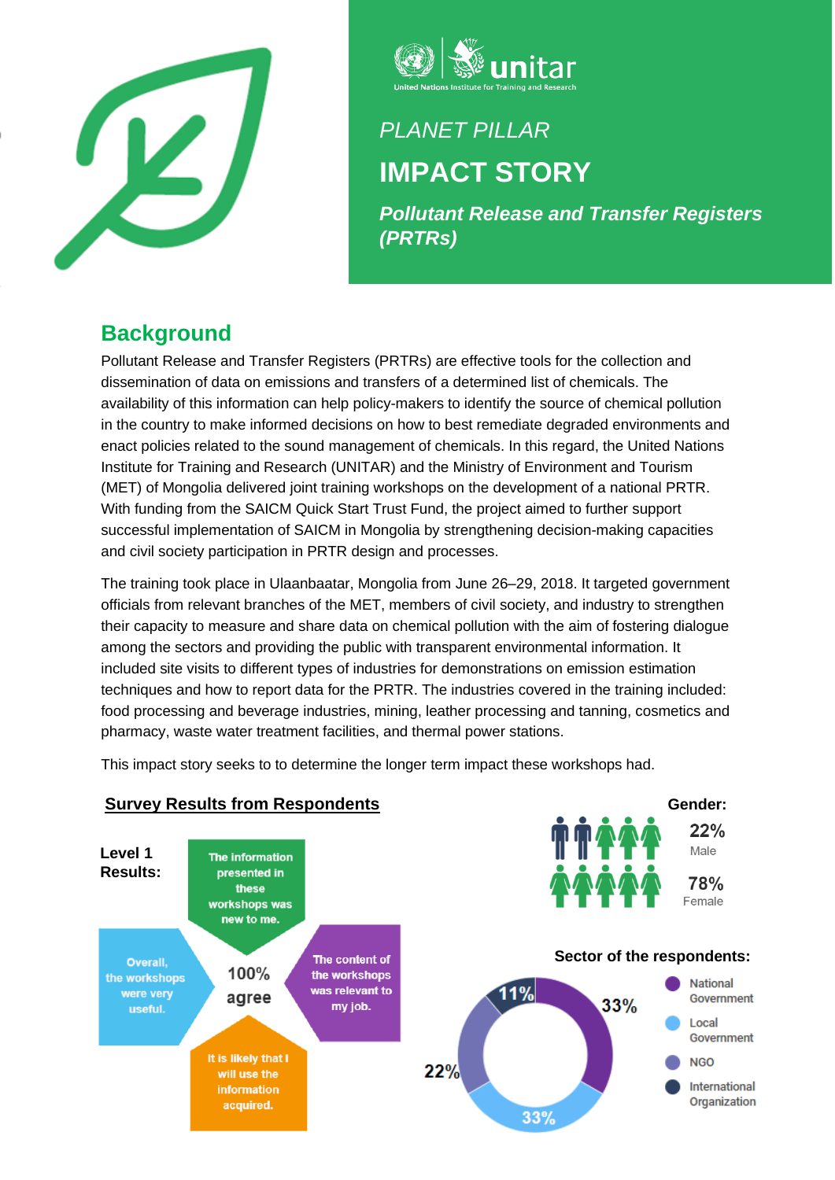unitar

United Nations Institute for Training and Research

*PLANET PILLAR*

# IMPACT STORY

***Pollutant Release and Transfer Registers (PRTRs)***

## Background

Pollutant Release and Transfer Registers (PRTRs) are effective tools for the collection and dissemination of data on emissions and transfers of a determined list of chemicals. The availability of this information can help policy-makers to identify the source of chemical pollution in the country to make informed decisions on how to best remediate degraded environments and enact policies related to the sound management of chemicals. In this regard, the United Nations Institute for Training and Research (UNITAR) and the Ministry of Environment and Tourism (MET) of Mongolia delivered joint training workshops on the development of a national PRTR. With funding from the SAICM Quick Start Trust Fund, the project aimed to further support successful implementation of SAICM in Mongolia by strengthening decision-making capacities and civil society participation in PRTR design and processes.

The training took place in Ulaanbaatar, Mongolia from June 26–29, 2018. It targeted government officials from relevant branches of the MET, members of civil society, and industry to strengthen their capacity to measure and share data on chemical pollution with the aim of fostering dialogue among the sectors and providing the public with transparent environmental information. It included site visits to different types of industries for demonstrations on emission estimation techniques and how to report data for the PRTR. The industries covered in the training included: food processing and beverage industries, mining, leather processing and tanning, cosmetics and pharmacy, waste water treatment facilities, and thermal power stations.

This impact story seeks to to determine the longer term impact these workshops had.

**Survey Results from Respondents**

**Level 1 Results:**

100% agree

- The information presented in these workshops was new to me.
- The content of the workshops was relevant to my job.
- It is likely that I will use the information acquired.
- Overall, the workshops were very useful.

**Gender:**

- 22% Male
- 78% Female

**Sector of the respondents:**

- National Government: 33%
- Local Government: 33%
- NGO: 22%
- International Organization: 11%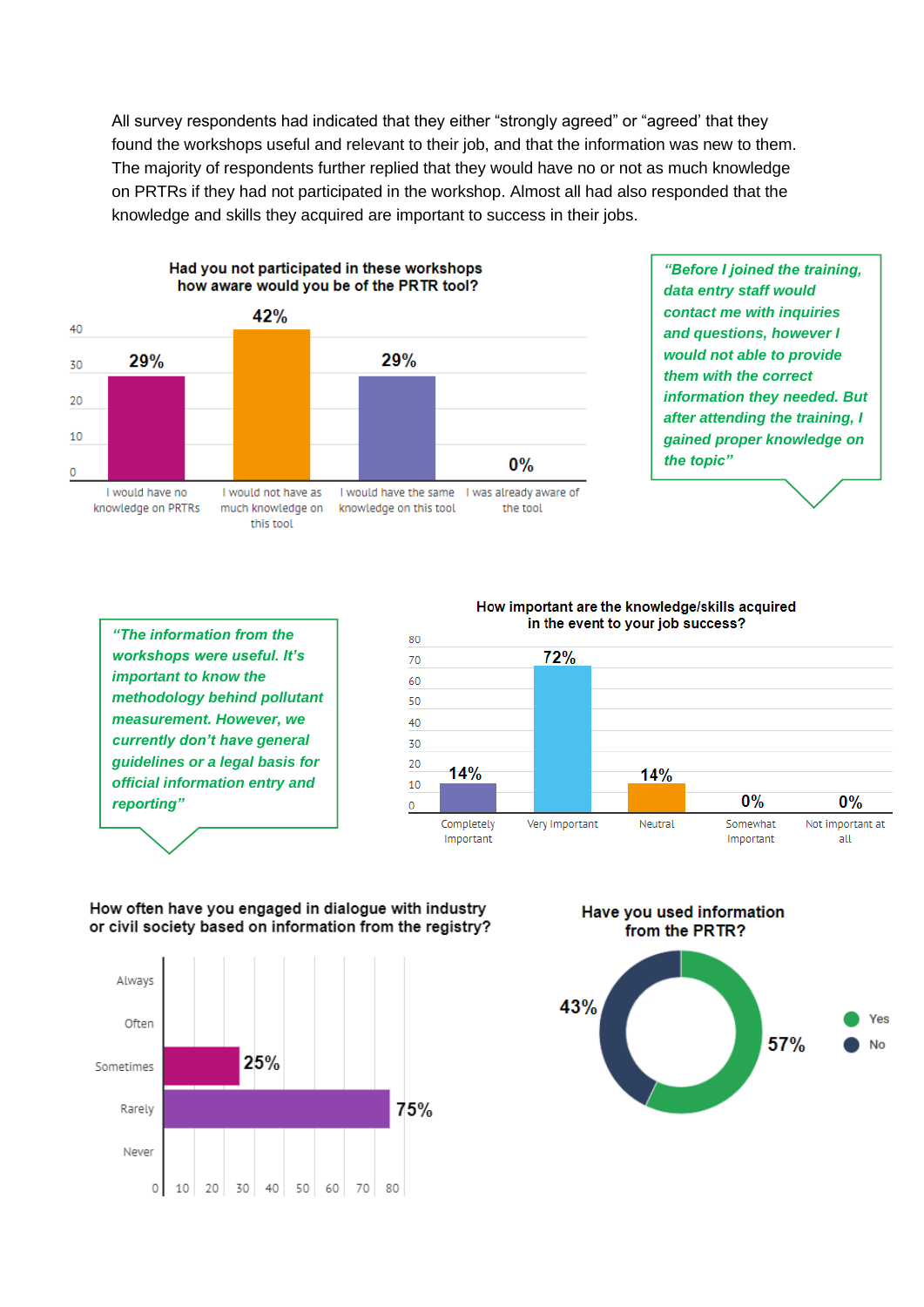All survey respondents had indicated that they either "strongly agreed" or "agreed' that they found the workshops useful and relevant to their job, and that the information was new to them. The majority of respondents further replied that they would have no or not as much knowledge on PRTRs if they had not participated in the workshop. Almost all had also responded that the knowledge and skills they acquired are important to success in their jobs.

**Had you not participated in these workshops how aware would you be of the PRTR tool?**

| Response | % |
|---|---|
| I would have no knowledge on PRTRs | 29% |
| I would not have as much knowledge on this tool | 42% |
| I would have the same knowledge on this tool | 29% |
| I was already aware of the tool | 0% |

*"Before I joined the training, data entry staff would contact me with inquiries and questions, however I would not able to provide them with the correct information they needed. But after attending the training, I gained proper knowledge on the topic"*

*"The information from the workshops were useful. It's important to know the methodology behind pollutant measurement. However, we currently don't have general guidelines or a legal basis for official information entry and reporting"*

**How important are the knowledge/skills acquired in the event to your job success?**

| Response | % |
|---|---|
| Completely Important | 14% |
| Very Important | 72% |
| Neutral | 14% |
| Somewhat Important | 0% |
| Not important at all | 0% |

**How often have you engaged in dialogue with industry or civil society based on information from the registry?**

| Response | % |
|---|---|
| Always | |
| Often | |
| Sometimes | 25% |
| Rarely | 75% |
| Never | |

**Have you used information from the PRTR?**

| Response | % |
|---|---|
| Yes | 57% |
| No | 43% |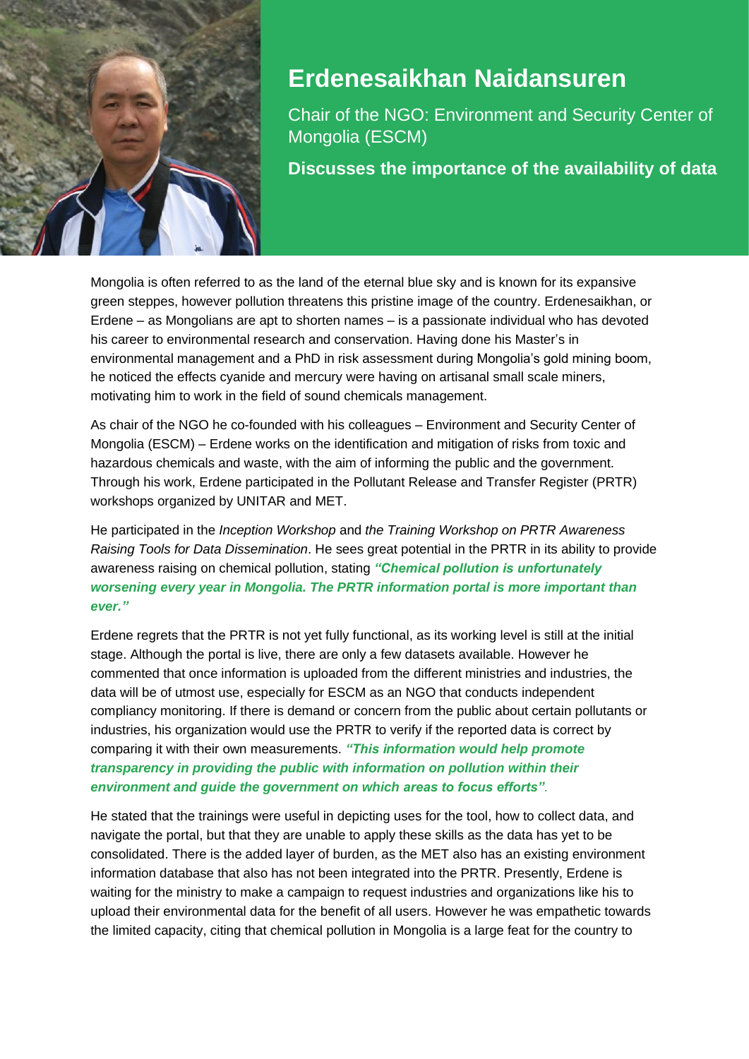# Erdenesaikhan Naidansuren

Chair of the NGO: Environment and Security Center of Mongolia (ESCM)

**Discusses the importance of the availability of data**

Mongolia is often referred to as the land of the eternal blue sky and is known for its expansive green steppes, however pollution threatens this pristine image of the country. Erdenesaikhan, or Erdene – as Mongolians are apt to shorten names – is a passionate individual who has devoted his career to environmental research and conservation. Having done his Master's in environmental management and a PhD in risk assessment during Mongolia's gold mining boom, he noticed the effects cyanide and mercury were having on artisanal small scale miners, motivating him to work in the field of sound chemicals management.

As chair of the NGO he co-founded with his colleagues – Environment and Security Center of Mongolia (ESCM) – Erdene works on the identification and mitigation of risks from toxic and hazardous chemicals and waste, with the aim of informing the public and the government. Through his work, Erdene participated in the Pollutant Release and Transfer Register (PRTR) workshops organized by UNITAR and MET.

He participated in the *Inception Workshop* and *the Training Workshop on PRTR Awareness Raising Tools for Data Dissemination*. He sees great potential in the PRTR in its ability to provide awareness raising on chemical pollution, stating ***"Chemical pollution is unfortunately worsening every year in Mongolia. The PRTR information portal is more important than ever."***

Erdene regrets that the PRTR is not yet fully functional, as its working level is still at the initial stage. Although the portal is live, there are only a few datasets available. However he commented that once information is uploaded from the different ministries and industries, the data will be of utmost use, especially for ESCM as an NGO that conducts independent compliancy monitoring. If there is demand or concern from the public about certain pollutants or industries, his organization would use the PRTR to verify if the reported data is correct by comparing it with their own measurements. ***"This information would help promote transparency in providing the public with information on pollution within their environment and guide the government on which areas to focus efforts"***.

He stated that the trainings were useful in depicting uses for the tool, how to collect data, and navigate the portal, but that they are unable to apply these skills as the data has yet to be consolidated. There is the added layer of burden, as the MET also has an existing environment information database that also has not been integrated into the PRTR. Presently, Erdene is waiting for the ministry to make a campaign to request industries and organizations like his to upload their environmental data for the benefit of all users. However he was empathetic towards the limited capacity, citing that chemical pollution in Mongolia is a large feat for the country to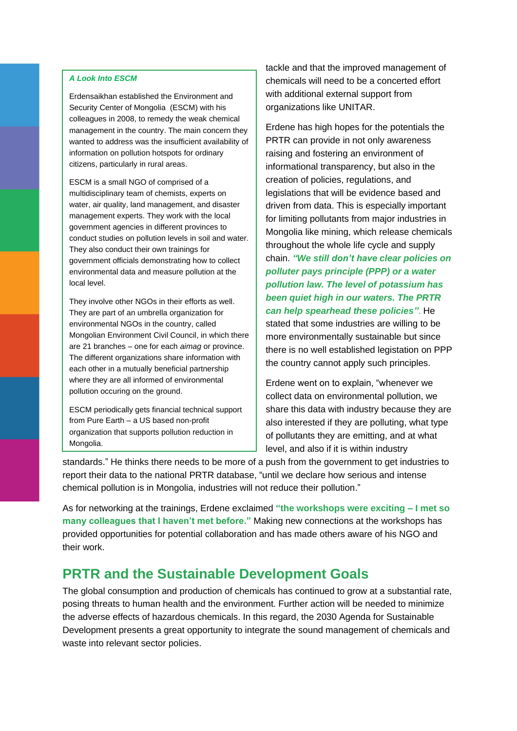**_A Look Into ESCM_**

Erdensaikhan established the Environment and Security Center of Mongolia (ESCM) with his colleagues in 2008, to remedy the weak chemical management in the country. The main concern they wanted to address was the insufficient availability of information on pollution hotspots for ordinary citizens, particularly in rural areas.

ESCM is a small NGO of comprised of a multidisciplinary team of chemists, experts on water, air quality, land management, and disaster management experts. They work with the local government agencies in different provinces to conduct studies on pollution levels in soil and water. They also conduct their own trainings for government officials demonstrating how to collect environmental data and measure pollution at the local level.

They involve other NGOs in their efforts as well. They are part of an umbrella organization for environmental NGOs in the country, called Mongolian Environment Civil Council, in which there are 21 branches – one for each *aimag* or province. The different organizations share information with each other in a mutually beneficial partnership where they are all informed of environmental pollution occuring on the ground.

ESCM periodically gets financial technical support from Pure Earth – a US based non-profit organization that supports pollution reduction in Mongolia.

tackle and that the improved management of chemicals will need to be a concerted effort with additional external support from organizations like UNITAR.

Erdene has high hopes for the potentials the PRTR can provide in not only awareness raising and fostering an environment of informational transparency, but also in the creation of policies, regulations, and legislations that will be evidence based and driven from data. This is especially important for limiting pollutants from major industries in Mongolia like mining, which release chemicals throughout the whole life cycle and supply chain. ***"We still don't have clear policies on polluter pays principle (PPP) or a water pollution law. The level of potassium has been quiet high in our waters. The PRTR can help spearhead these policies"***. He stated that some industries are willing to be more environmentally sustainable but since there is no well established legistation on PPP the country cannot apply such principles.

Erdene went on to explain, "whenever we collect data on environmental pollution, we share this data with industry because they are also interested if they are polluting, what type of pollutants they are emitting, and at what level, and also if it is within industry standards." He thinks there needs to be more of a push from the government to get industries to report their data to the national PRTR database, "until we declare how serious and intense chemical pollution is in Mongolia, industries will not reduce their pollution."

As for networking at the trainings, Erdene exclaimed **"the workshops were exciting – I met so many colleagues that I haven't met before."** Making new connections at the workshops has provided opportunities for potential collaboration and has made others aware of his NGO and their work.

## PRTR and the Sustainable Development Goals

The global consumption and production of chemicals has continued to grow at a substantial rate, posing threats to human health and the environment. Further action will be needed to minimize the adverse effects of hazardous chemicals. In this regard, the 2030 Agenda for Sustainable Development presents a great opportunity to integrate the sound management of chemicals and waste into relevant sector policies.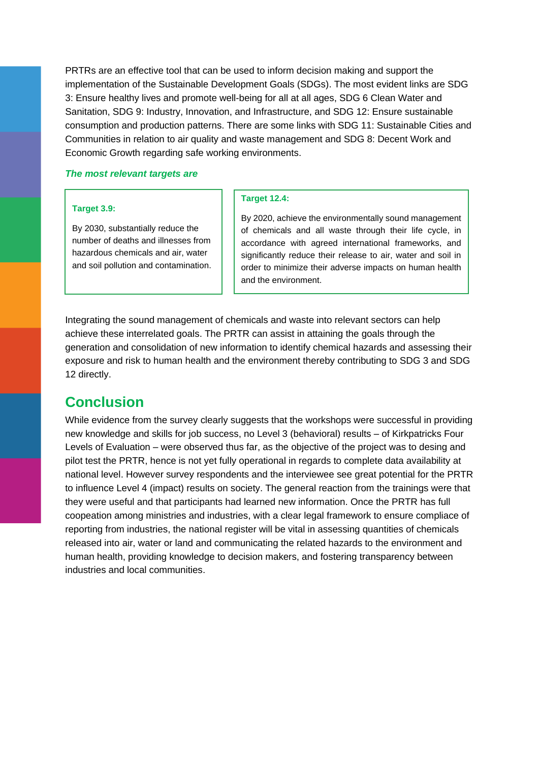PRTRs are an effective tool that can be used to inform decision making and support the implementation of the Sustainable Development Goals (SDGs). The most evident links are SDG 3: Ensure healthy lives and promote well-being for all at all ages, SDG 6 Clean Water and Sanitation, SDG 9: Industry, Innovation, and Infrastructure, and SDG 12: Ensure sustainable consumption and production patterns. There are some links with SDG 11: Sustainable Cities and Communities in relation to air quality and waste management and SDG 8: Decent Work and Economic Growth regarding safe working environments.

***The most relevant targets are***

**Target 3.9:**

By 2030, substantially reduce the number of deaths and illnesses from hazardous chemicals and air, water and soil pollution and contamination.

**Target 12.4:**

By 2020, achieve the environmentally sound management of chemicals and all waste through their life cycle, in accordance with agreed international frameworks, and significantly reduce their release to air, water and soil in order to minimize their adverse impacts on human health and the environment.

Integrating the sound management of chemicals and waste into relevant sectors can help achieve these interrelated goals. The PRTR can assist in attaining the goals through the generation and consolidation of new information to identify chemical hazards and assessing their exposure and risk to human health and the environment thereby contributing to SDG 3 and SDG 12 directly.

## Conclusion

While evidence from the survey clearly suggests that the workshops were successful in providing new knowledge and skills for job success, no Level 3 (behavioral) results – of Kirkpatricks Four Levels of Evaluation – were observed thus far, as the objective of the project was to desing and pilot test the PRTR, hence is not yet fully operational in regards to complete data availability at national level. However survey respondents and the interviewee see great potential for the PRTR to influence Level 4 (impact) results on society. The general reaction from the trainings were that they were useful and that participants had learned new information. Once the PRTR has full coopeation among ministries and industries, with a clear legal framework to ensure compliace of reporting from industries, the national register will be vital in assessing quantities of chemicals released into air, water or land and communicating the related hazards to the environment and human health, providing knowledge to decision makers, and fostering transparency between industries and local communities.